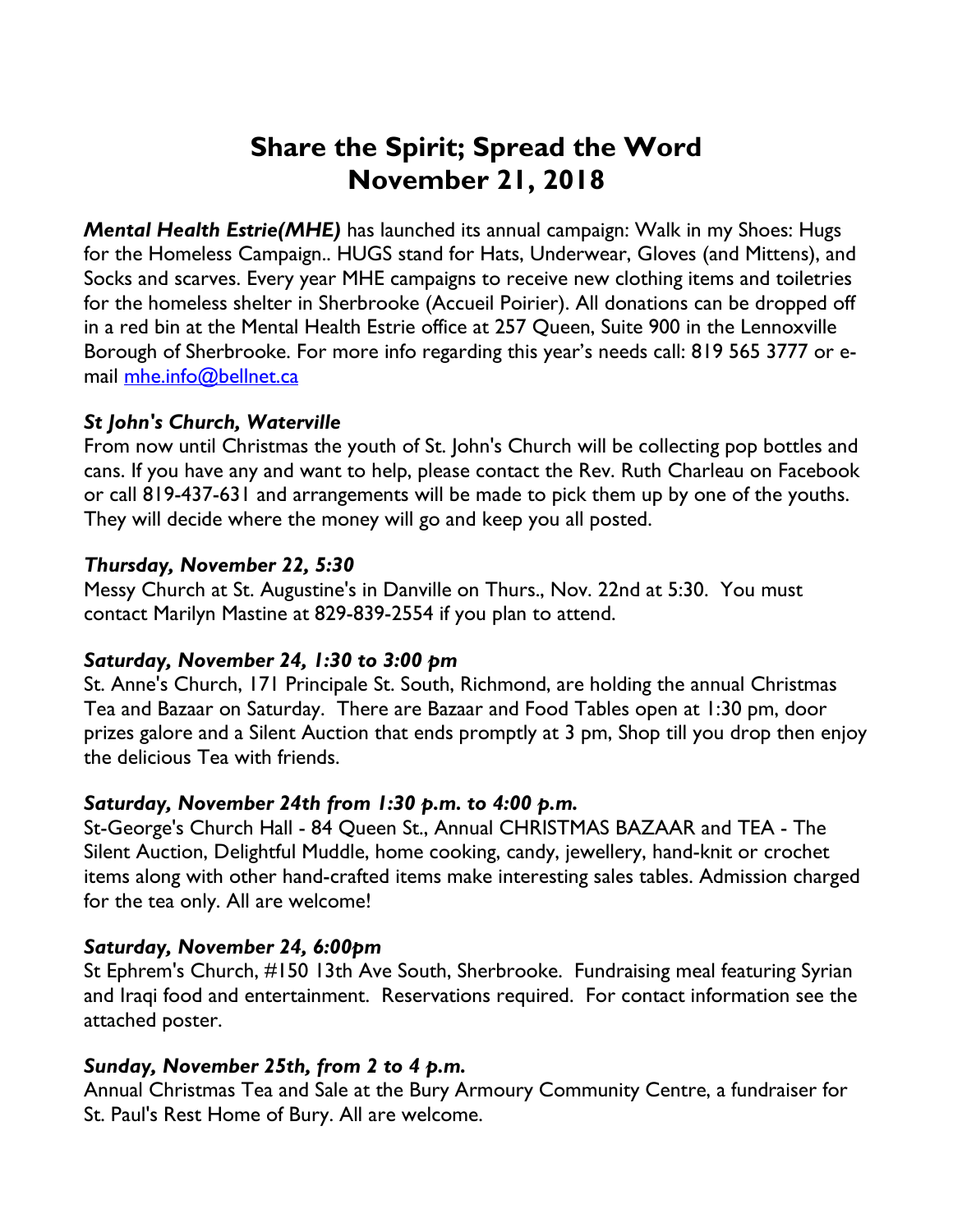# Share the Spirit; Spread the Word
# November 21, 2018

***Mental Health Estrie(MHE)*** has launched its annual campaign: Walk in my Shoes: Hugs for the Homeless Campaign.. HUGS stand for Hats, Underwear, Gloves (and Mittens), and Socks and scarves. Every year MHE campaigns to receive new clothing items and toiletries for the homeless shelter in Sherbrooke (Accueil Poirier). All donations can be dropped off in a red bin at the Mental Health Estrie office at 257 Queen, Suite 900 in the Lennoxville Borough of Sherbrooke. For more info regarding this year's needs call: 819 565 3777 or e-mail mhe.info@bellnet.ca

### *St John's Church, Waterville*

From now until Christmas the youth of St. John's Church will be collecting pop bottles and cans. If you have any and want to help, please contact the Rev. Ruth Charleau on Facebook or call 819-437-631 and arrangements will be made to pick them up by one of the youths. They will decide where the money will go and keep you all posted.

### *Thursday, November 22, 5:30*

Messy Church at St. Augustine's in Danville on Thurs., Nov. 22nd at 5:30. You must contact Marilyn Mastine at 829-839-2554 if you plan to attend.

### *Saturday, November 24, 1:30 to 3:00 pm*

St. Anne's Church, 171 Principale St. South, Richmond, are holding the annual Christmas Tea and Bazaar on Saturday. There are Bazaar and Food Tables open at 1:30 pm, door prizes galore and a Silent Auction that ends promptly at 3 pm, Shop till you drop then enjoy the delicious Tea with friends.

### *Saturday, November 24th from 1:30 p.m. to 4:00 p.m.*

St-George's Church Hall - 84 Queen St., Annual CHRISTMAS BAZAAR and TEA - The Silent Auction, Delightful Muddle, home cooking, candy, jewellery, hand-knit or crochet items along with other hand-crafted items make interesting sales tables. Admission charged for the tea only. All are welcome!

### *Saturday, November 24, 6:00pm*

St Ephrem's Church, #150 13th Ave South, Sherbrooke. Fundraising meal featuring Syrian and Iraqi food and entertainment. Reservations required. For contact information see the attached poster.

### *Sunday, November 25th, from 2 to 4 p.m.*

Annual Christmas Tea and Sale at the Bury Armoury Community Centre, a fundraiser for St. Paul's Rest Home of Bury. All are welcome.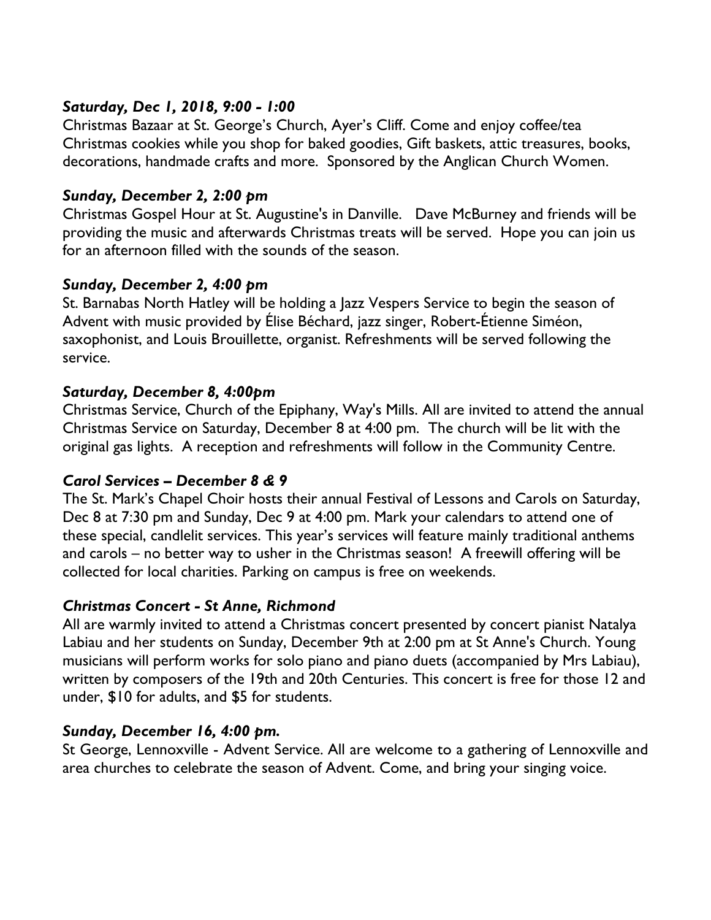***Saturday, Dec 1, 2018, 9:00 - 1:00***

Christmas Bazaar at St. George's Church, Ayer's Cliff. Come and enjoy coffee/tea Christmas cookies while you shop for baked goodies, Gift baskets, attic treasures, books, decorations, handmade crafts and more. Sponsored by the Anglican Church Women.

***Sunday, December 2, 2:00 pm***

Christmas Gospel Hour at St. Augustine's in Danville. Dave McBurney and friends will be providing the music and afterwards Christmas treats will be served. Hope you can join us for an afternoon filled with the sounds of the season.

***Sunday, December 2, 4:00 pm***

St. Barnabas North Hatley will be holding a Jazz Vespers Service to begin the season of Advent with music provided by Élise Béchard, jazz singer, Robert-Étienne Siméon, saxophonist, and Louis Brouillette, organist. Refreshments will be served following the service.

***Saturday, December 8, 4:00pm***

Christmas Service, Church of the Epiphany, Way's Mills. All are invited to attend the annual Christmas Service on Saturday, December 8 at 4:00 pm. The church will be lit with the original gas lights. A reception and refreshments will follow in the Community Centre.

***Carol Services – December 8 & 9***

The St. Mark's Chapel Choir hosts their annual Festival of Lessons and Carols on Saturday, Dec 8 at 7:30 pm and Sunday, Dec 9 at 4:00 pm. Mark your calendars to attend one of these special, candlelit services. This year's services will feature mainly traditional anthems and carols – no better way to usher in the Christmas season! A freewill offering will be collected for local charities. Parking on campus is free on weekends.

***Christmas Concert - St Anne, Richmond***

All are warmly invited to attend a Christmas concert presented by concert pianist Natalya Labiau and her students on Sunday, December 9th at 2:00 pm at St Anne's Church. Young musicians will perform works for solo piano and piano duets (accompanied by Mrs Labiau), written by composers of the 19th and 20th Centuries. This concert is free for those 12 and under, $10 for adults, and $5 for students.

***Sunday, December 16, 4:00 pm.***

St George, Lennoxville - Advent Service. All are welcome to a gathering of Lennoxville and area churches to celebrate the season of Advent. Come, and bring your singing voice.